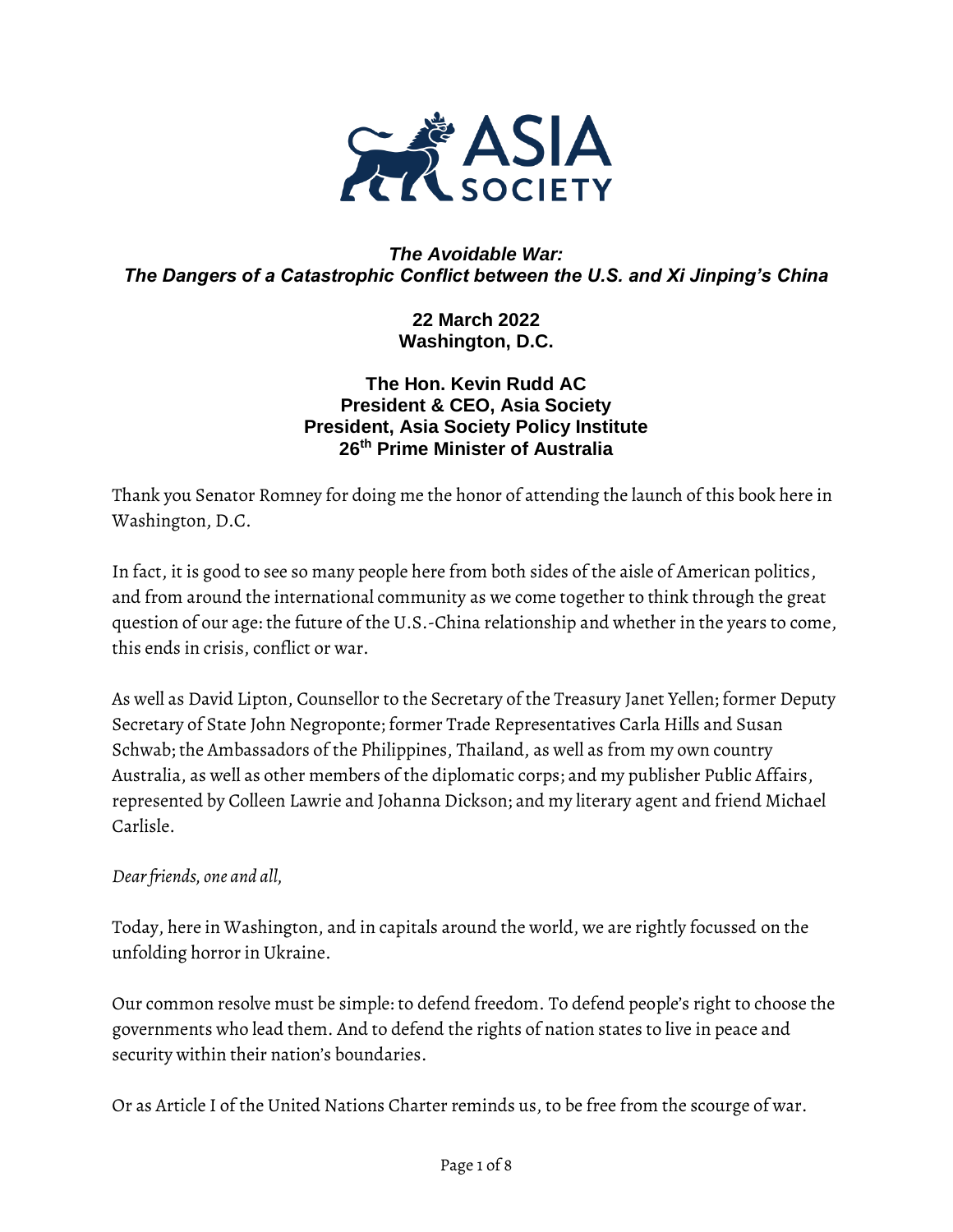# *The Avoidable War: The Dangers of a Catastrophic Conflict between the U.S. and Xi Jinping's China*

**22 March 2022**
**Washington, D.C.**

**The Hon. Kevin Rudd AC**
**President & CEO, Asia Society**
**President, Asia Society Policy Institute**
**26th Prime Minister of Australia**

Thank you Senator Romney for doing me the honor of attending the launch of this book here in Washington, D.C.

In fact, it is good to see so many people here from both sides of the aisle of American politics, and from around the international community as we come together to think through the great question of our age: the future of the U.S.-China relationship and whether in the years to come, this ends in crisis, conflict or war.

As well as David Lipton, Counsellor to the Secretary of the Treasury Janet Yellen; former Deputy Secretary of State John Negroponte; former Trade Representatives Carla Hills and Susan Schwab; the Ambassadors of the Philippines, Thailand, as well as from my own country Australia, as well as other members of the diplomatic corps; and my publisher Public Affairs, represented by Colleen Lawrie and Johanna Dickson; and my literary agent and friend Michael Carlisle.

*Dear friends, one and all,*

Today, here in Washington, and in capitals around the world, we are rightly focussed on the unfolding horror in Ukraine.

Our common resolve must be simple: to defend freedom. To defend people's right to choose the governments who lead them. And to defend the rights of nation states to live in peace and security within their nation's boundaries.

Or as Article I of the United Nations Charter reminds us, to be free from the scourge of war.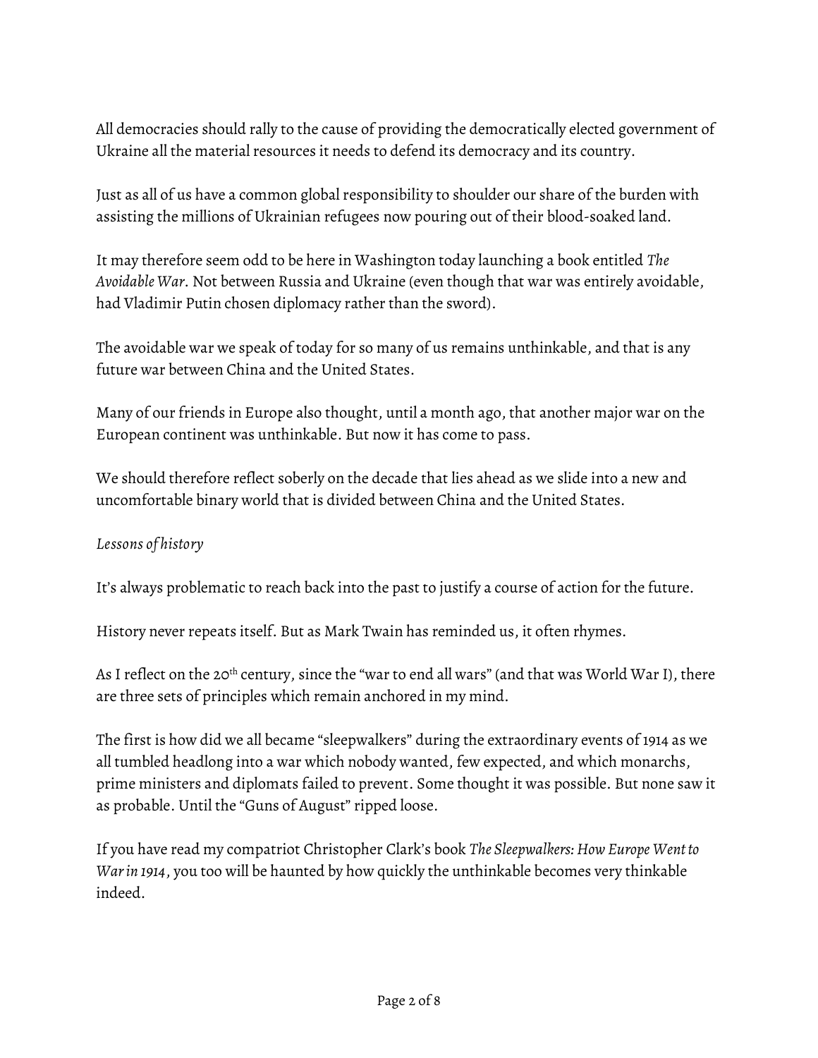All democracies should rally to the cause of providing the democratically elected government of Ukraine all the material resources it needs to defend its democracy and its country.

Just as all of us have a common global responsibility to shoulder our share of the burden with assisting the millions of Ukrainian refugees now pouring out of their blood-soaked land.

It may therefore seem odd to be here in Washington today launching a book entitled *The Avoidable War*. Not between Russia and Ukraine (even though that war was entirely avoidable, had Vladimir Putin chosen diplomacy rather than the sword).

The avoidable war we speak of today for so many of us remains unthinkable, and that is any future war between China and the United States.

Many of our friends in Europe also thought, until a month ago, that another major war on the European continent was unthinkable. But now it has come to pass.

We should therefore reflect soberly on the decade that lies ahead as we slide into a new and uncomfortable binary world that is divided between China and the United States.

*Lessons of history*

It's always problematic to reach back into the past to justify a course of action for the future.

History never repeats itself. But as Mark Twain has reminded us, it often rhymes.

As I reflect on the 20th century, since the "war to end all wars" (and that was World War I), there are three sets of principles which remain anchored in my mind.

The first is how did we all became "sleepwalkers" during the extraordinary events of 1914 as we all tumbled headlong into a war which nobody wanted, few expected, and which monarchs, prime ministers and diplomats failed to prevent. Some thought it was possible. But none saw it as probable. Until the "Guns of August" ripped loose.

If you have read my compatriot Christopher Clark's book *The Sleepwalkers: How Europe Went to War in 1914*, you too will be haunted by how quickly the unthinkable becomes very thinkable indeed.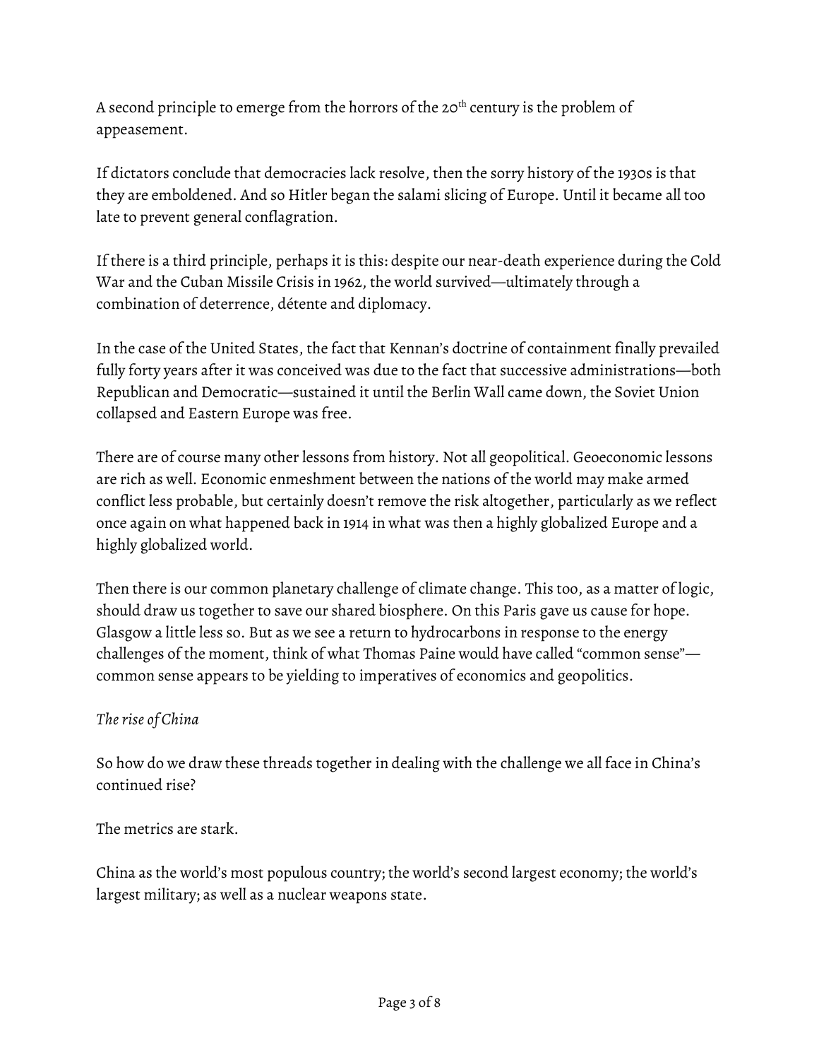A second principle to emerge from the horrors of the 20th century is the problem of appeasement.

If dictators conclude that democracies lack resolve, then the sorry history of the 1930s is that they are emboldened. And so Hitler began the salami slicing of Europe. Until it became all too late to prevent general conflagration.

If there is a third principle, perhaps it is this: despite our near-death experience during the Cold War and the Cuban Missile Crisis in 1962, the world survived—ultimately through a combination of deterrence, détente and diplomacy.

In the case of the United States, the fact that Kennan's doctrine of containment finally prevailed fully forty years after it was conceived was due to the fact that successive administrations—both Republican and Democratic—sustained it until the Berlin Wall came down, the Soviet Union collapsed and Eastern Europe was free.

There are of course many other lessons from history. Not all geopolitical. Geoeconomic lessons are rich as well. Economic enmeshment between the nations of the world may make armed conflict less probable, but certainly doesn't remove the risk altogether, particularly as we reflect once again on what happened back in 1914 in what was then a highly globalized Europe and a highly globalized world.

Then there is our common planetary challenge of climate change. This too, as a matter of logic, should draw us together to save our shared biosphere. On this Paris gave us cause for hope. Glasgow a little less so. But as we see a return to hydrocarbons in response to the energy challenges of the moment, think of what Thomas Paine would have called "common sense"—common sense appears to be yielding to imperatives of economics and geopolitics.

*The rise of China*

So how do we draw these threads together in dealing with the challenge we all face in China's continued rise?

The metrics are stark.

China as the world's most populous country; the world's second largest economy; the world's largest military; as well as a nuclear weapons state.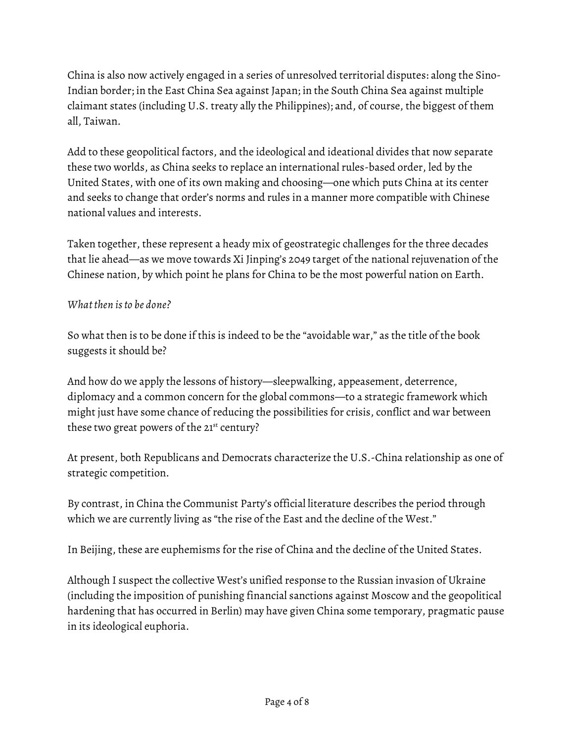China is also now actively engaged in a series of unresolved territorial disputes: along the Sino-Indian border; in the East China Sea against Japan; in the South China Sea against multiple claimant states (including U.S. treaty ally the Philippines); and, of course, the biggest of them all, Taiwan.

Add to these geopolitical factors, and the ideological and ideational divides that now separate these two worlds, as China seeks to replace an international rules-based order, led by the United States, with one of its own making and choosing—one which puts China at its center and seeks to change that order's norms and rules in a manner more compatible with Chinese national values and interests.

Taken together, these represent a heady mix of geostrategic challenges for the three decades that lie ahead—as we move towards Xi Jinping's 2049 target of the national rejuvenation of the Chinese nation, by which point he plans for China to be the most powerful nation on Earth.

*What then is to be done?*

So what then is to be done if this is indeed to be the "avoidable war," as the title of the book suggests it should be?

And how do we apply the lessons of history—sleepwalking, appeasement, deterrence, diplomacy and a common concern for the global commons—to a strategic framework which might just have some chance of reducing the possibilities for crisis, conflict and war between these two great powers of the 21st century?

At present, both Republicans and Democrats characterize the U.S.-China relationship as one of strategic competition.

By contrast, in China the Communist Party's official literature describes the period through which we are currently living as "the rise of the East and the decline of the West."

In Beijing, these are euphemisms for the rise of China and the decline of the United States.

Although I suspect the collective West's unified response to the Russian invasion of Ukraine (including the imposition of punishing financial sanctions against Moscow and the geopolitical hardening that has occurred in Berlin) may have given China some temporary, pragmatic pause in its ideological euphoria.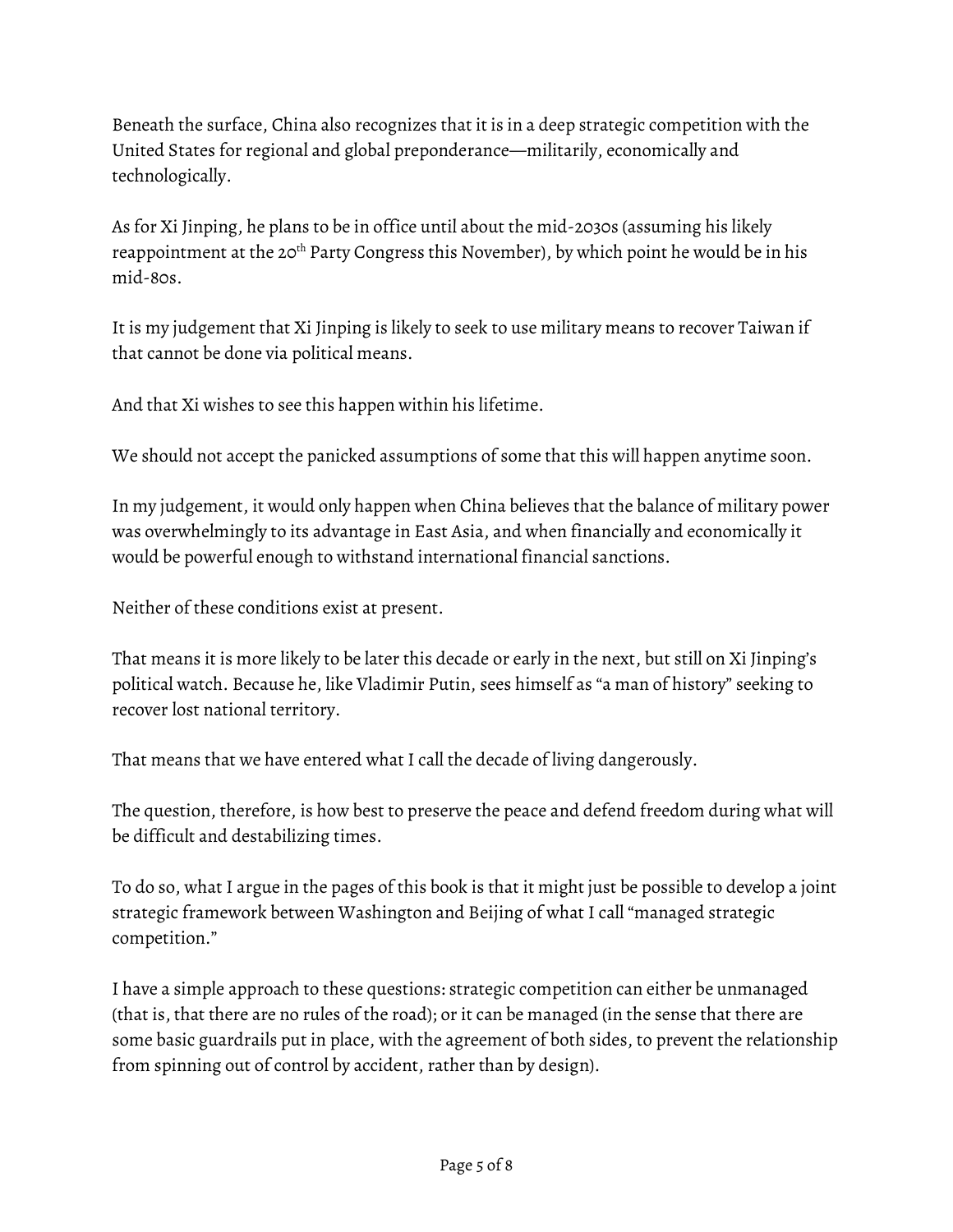Beneath the surface, China also recognizes that it is in a deep strategic competition with the United States for regional and global preponderance—militarily, economically and technologically.

As for Xi Jinping, he plans to be in office until about the mid-2030s (assuming his likely reappointment at the 20th Party Congress this November), by which point he would be in his mid-80s.

It is my judgement that Xi Jinping is likely to seek to use military means to recover Taiwan if that cannot be done via political means.

And that Xi wishes to see this happen within his lifetime.

We should not accept the panicked assumptions of some that this will happen anytime soon.

In my judgement, it would only happen when China believes that the balance of military power was overwhelmingly to its advantage in East Asia, and when financially and economically it would be powerful enough to withstand international financial sanctions.

Neither of these conditions exist at present.

That means it is more likely to be later this decade or early in the next, but still on Xi Jinping's political watch. Because he, like Vladimir Putin, sees himself as "a man of history" seeking to recover lost national territory.

That means that we have entered what I call the decade of living dangerously.

The question, therefore, is how best to preserve the peace and defend freedom during what will be difficult and destabilizing times.

To do so, what I argue in the pages of this book is that it might just be possible to develop a joint strategic framework between Washington and Beijing of what I call "managed strategic competition."

I have a simple approach to these questions: strategic competition can either be unmanaged (that is, that there are no rules of the road); or it can be managed (in the sense that there are some basic guardrails put in place, with the agreement of both sides, to prevent the relationship from spinning out of control by accident, rather than by design).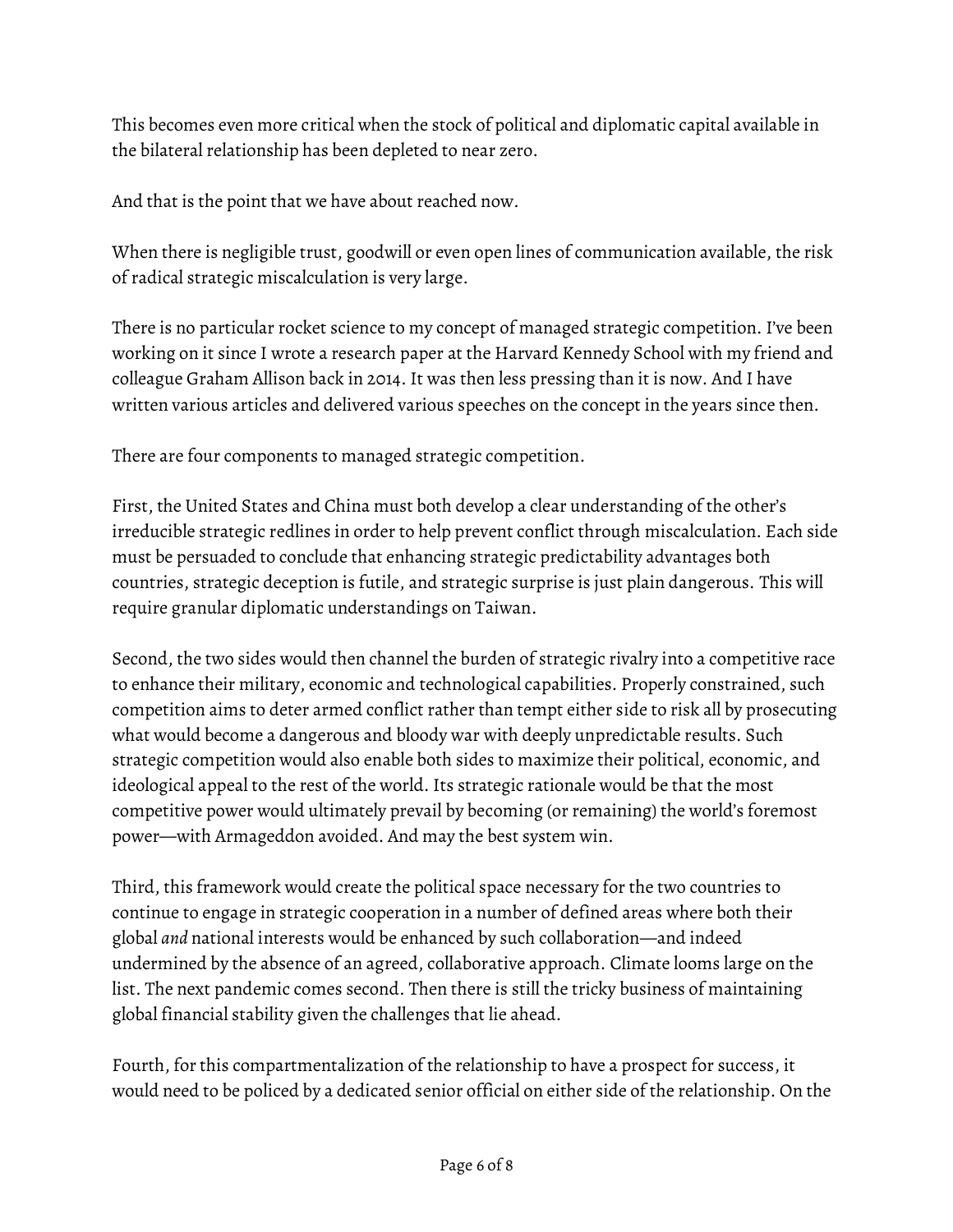This becomes even more critical when the stock of political and diplomatic capital available in the bilateral relationship has been depleted to near zero.

And that is the point that we have about reached now.

When there is negligible trust, goodwill or even open lines of communication available, the risk of radical strategic miscalculation is very large.

There is no particular rocket science to my concept of managed strategic competition. I've been working on it since I wrote a research paper at the Harvard Kennedy School with my friend and colleague Graham Allison back in 2014. It was then less pressing than it is now. And I have written various articles and delivered various speeches on the concept in the years since then.

There are four components to managed strategic competition.

First, the United States and China must both develop a clear understanding of the other's irreducible strategic redlines in order to help prevent conflict through miscalculation. Each side must be persuaded to conclude that enhancing strategic predictability advantages both countries, strategic deception is futile, and strategic surprise is just plain dangerous. This will require granular diplomatic understandings on Taiwan.

Second, the two sides would then channel the burden of strategic rivalry into a competitive race to enhance their military, economic and technological capabilities. Properly constrained, such competition aims to deter armed conflict rather than tempt either side to risk all by prosecuting what would become a dangerous and bloody war with deeply unpredictable results. Such strategic competition would also enable both sides to maximize their political, economic, and ideological appeal to the rest of the world. Its strategic rationale would be that the most competitive power would ultimately prevail by becoming (or remaining) the world's foremost power—with Armageddon avoided. And may the best system win.

Third, this framework would create the political space necessary for the two countries to continue to engage in strategic cooperation in a number of defined areas where both their global *and* national interests would be enhanced by such collaboration—and indeed undermined by the absence of an agreed, collaborative approach. Climate looms large on the list. The next pandemic comes second. Then there is still the tricky business of maintaining global financial stability given the challenges that lie ahead.

Fourth, for this compartmentalization of the relationship to have a prospect for success, it would need to be policed by a dedicated senior official on either side of the relationship. On the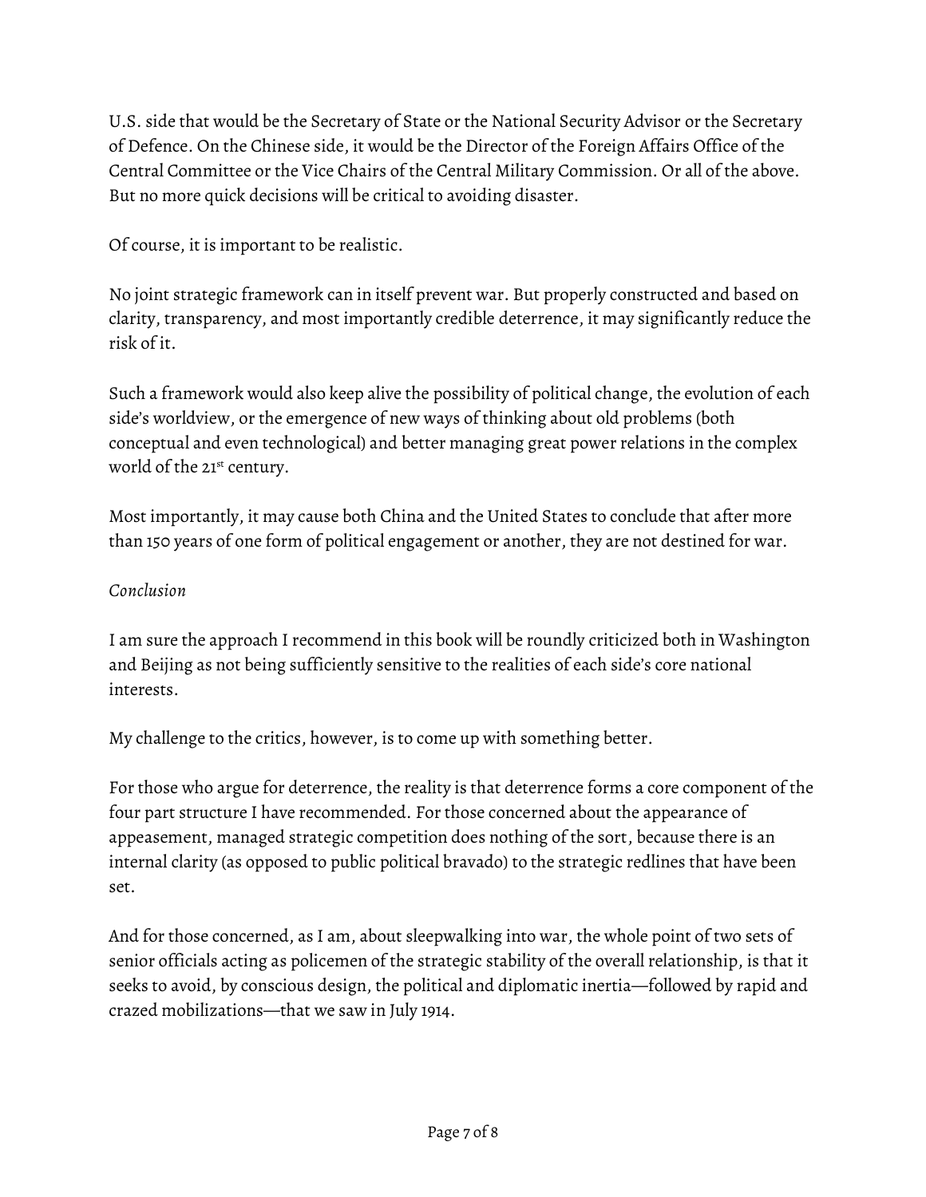U.S. side that would be the Secretary of State or the National Security Advisor or the Secretary of Defence. On the Chinese side, it would be the Director of the Foreign Affairs Office of the Central Committee or the Vice Chairs of the Central Military Commission. Or all of the above. But no more quick decisions will be critical to avoiding disaster.

Of course, it is important to be realistic.

No joint strategic framework can in itself prevent war. But properly constructed and based on clarity, transparency, and most importantly credible deterrence, it may significantly reduce the risk of it.

Such a framework would also keep alive the possibility of political change, the evolution of each side's worldview, or the emergence of new ways of thinking about old problems (both conceptual and even technological) and better managing great power relations in the complex world of the 21st century.

Most importantly, it may cause both China and the United States to conclude that after more than 150 years of one form of political engagement or another, they are not destined for war.

*Conclusion*

I am sure the approach I recommend in this book will be roundly criticized both in Washington and Beijing as not being sufficiently sensitive to the realities of each side's core national interests.

My challenge to the critics, however, is to come up with something better.

For those who argue for deterrence, the reality is that deterrence forms a core component of the four part structure I have recommended. For those concerned about the appearance of appeasement, managed strategic competition does nothing of the sort, because there is an internal clarity (as opposed to public political bravado) to the strategic redlines that have been set.

And for those concerned, as I am, about sleepwalking into war, the whole point of two sets of senior officials acting as policemen of the strategic stability of the overall relationship, is that it seeks to avoid, by conscious design, the political and diplomatic inertia—followed by rapid and crazed mobilizations—that we saw in July 1914.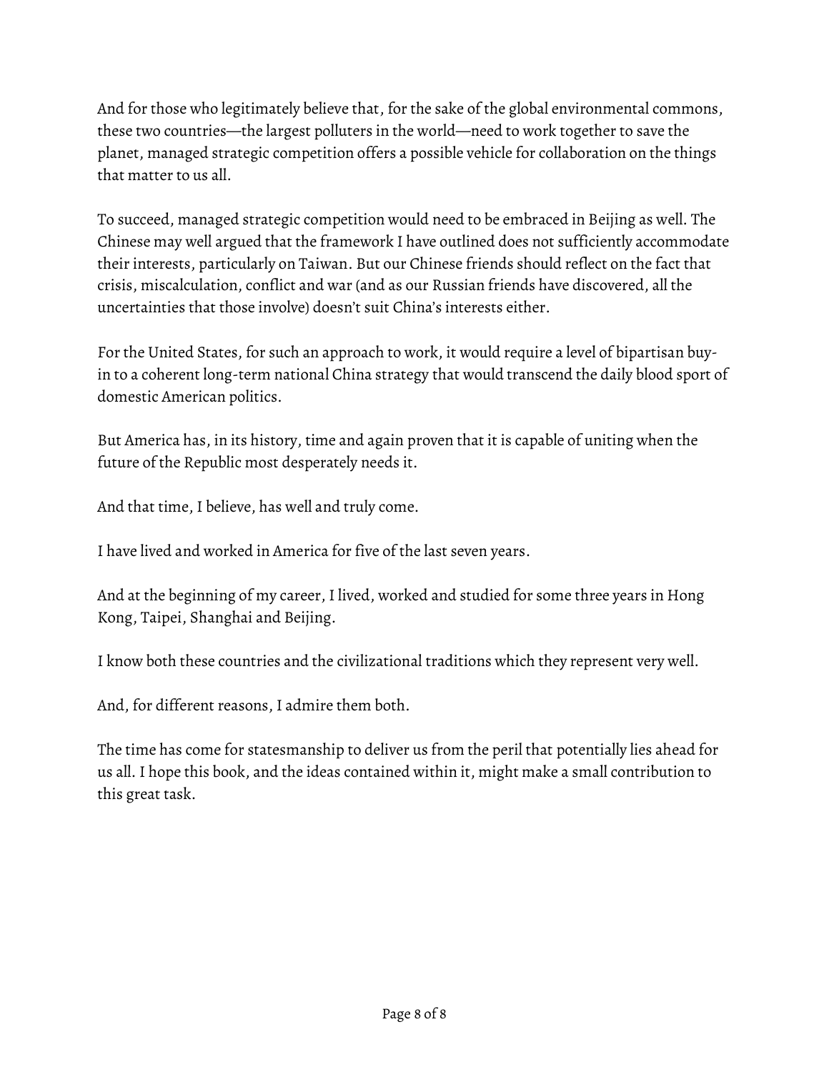And for those who legitimately believe that, for the sake of the global environmental commons, these two countries—the largest polluters in the world—need to work together to save the planet, managed strategic competition offers a possible vehicle for collaboration on the things that matter to us all.

To succeed, managed strategic competition would need to be embraced in Beijing as well. The Chinese may well argued that the framework I have outlined does not sufficiently accommodate their interests, particularly on Taiwan. But our Chinese friends should reflect on the fact that crisis, miscalculation, conflict and war (and as our Russian friends have discovered, all the uncertainties that those involve) doesn't suit China's interests either.

For the United States, for such an approach to work, it would require a level of bipartisan buy-in to a coherent long-term national China strategy that would transcend the daily blood sport of domestic American politics.

But America has, in its history, time and again proven that it is capable of uniting when the future of the Republic most desperately needs it.

And that time, I believe, has well and truly come.

I have lived and worked in America for five of the last seven years.

And at the beginning of my career, I lived, worked and studied for some three years in Hong Kong, Taipei, Shanghai and Beijing.

I know both these countries and the civilizational traditions which they represent very well.

And, for different reasons, I admire them both.

The time has come for statesmanship to deliver us from the peril that potentially lies ahead for us all. I hope this book, and the ideas contained within it, might make a small contribution to this great task.